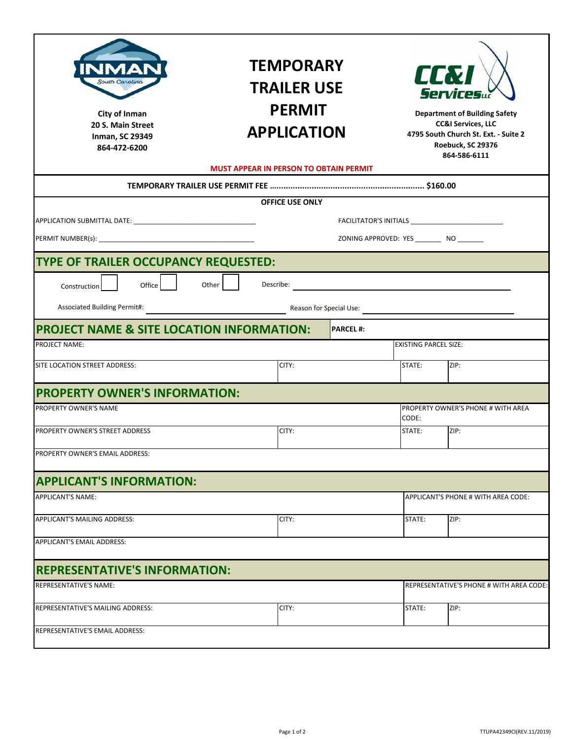City of Inman
20 S. Main Street
Inman, SC 29349
864-472-6200

# TEMPORARY TRAILER USE PERMIT APPLICATION

Department of Building Safety
CC&I Services, LLC
4795 South Church St. Ext. - Suite 2
Roebuck, SC 29376
864-586-6111

**MUST APPEAR IN PERSON TO OBTAIN PERMIT**

**TEMPORARY TRAILER USE PERMIT FEE ................................................................ $160.00**

**OFFICE USE ONLY**

APPLICATION SUBMITTAL DATE: ________________________________ FACILITATOR'S INITIALS ________________________

PERMIT NUMBER(s): ________________________________________ ZONING APPROVED: YES _______ NO _______

## TYPE OF TRAILER OCCUPANCY REQUESTED:

Construction ☐ Office ☐ Other ☐ Describe: ________________________________________

Associated Building Permit#: ______________________ Reason for Special Use: ______________________

## PROJECT NAME & SITE LOCATION INFORMATION:

**PARCEL #:**

| PROJECT NAME: | | EXISTING PARCEL SIZE: | |
|---|---|---|---|
| SITE LOCATION STREET ADDRESS: | CITY: | STATE: | ZIP: |

## PROPERTY OWNER'S INFORMATION:

| PROPERTY OWNER'S NAME | | PROPERTY OWNER'S PHONE # WITH AREA CODE: | |
|---|---|---|---|
| PROPERTY OWNER'S STREET ADDRESS | CITY: | STATE: | ZIP: |
| PROPERTY OWNER'S EMAIL ADDRESS: | | | |

## APPLICANT'S INFORMATION:

| APPLICANT'S NAME: | | APPLICANT'S PHONE # WITH AREA CODE: | |
|---|---|---|---|
| APPLICANT'S MAILING ADDRESS: | CITY: | STATE: | ZIP: |
| APPLICANT'S EMAIL ADDRESS: | | | |

## REPRESENTATIVE'S INFORMATION:

| REPRESENTATIVE'S NAME: | | REPRESENTATIVE'S PHONE # WITH AREA CODE: | |
|---|---|---|---|
| REPRESENTATIVE'S MAILING ADDRESS: | CITY: | STATE: | ZIP: |
| REPRESENTATIVE'S EMAIL ADDRESS: | | | |

TTUPA42349CI(REV.11/2019)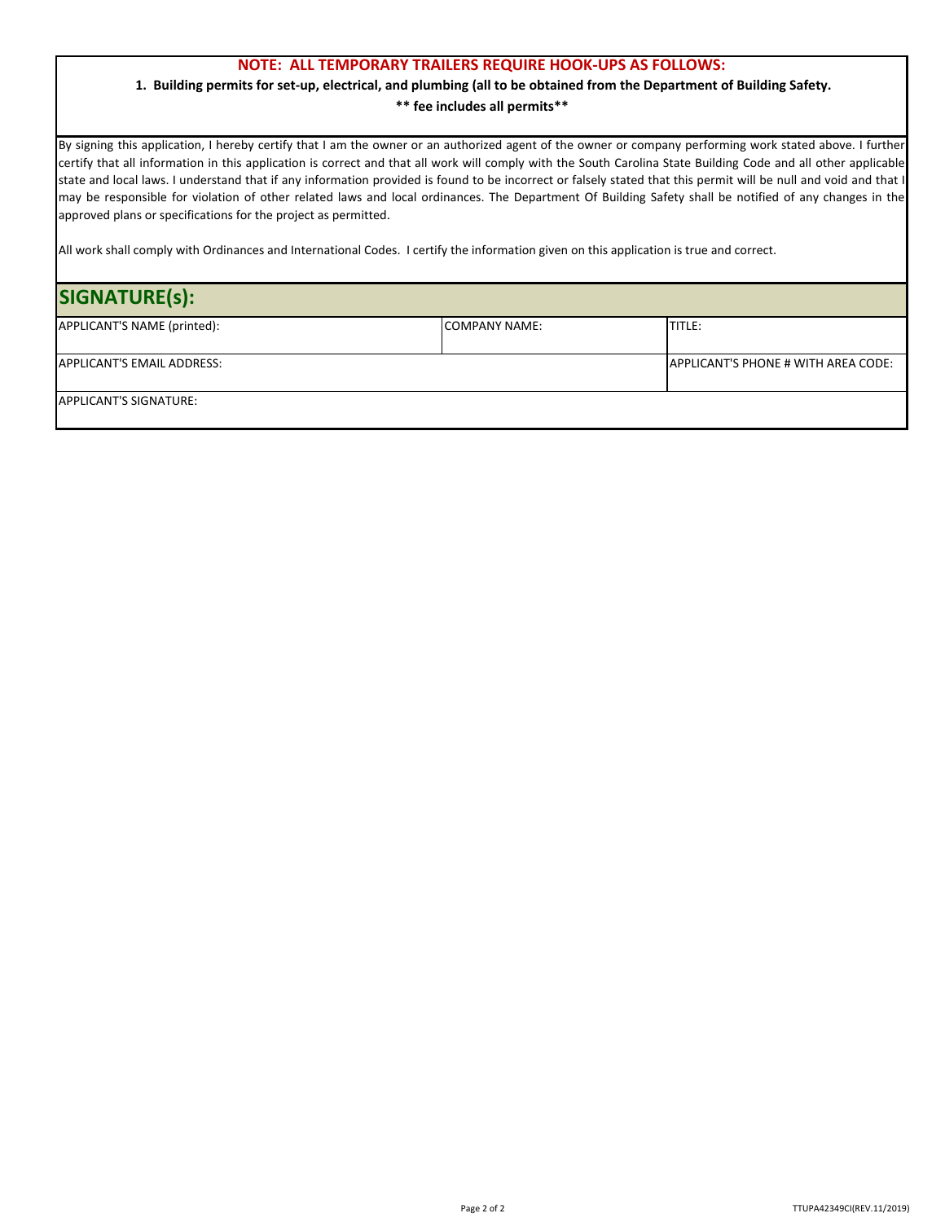**NOTE: ALL TEMPORARY TRAILERS REQUIRE HOOK-UPS AS FOLLOWS:**

**1. Building permits for set-up, electrical, and plumbing (all to be obtained from the Department of Building Safety.**

**\*\* fee includes all permits\*\***

By signing this application, I hereby certify that I am the owner or an authorized agent of the owner or company performing work stated above. I further certify that all information in this application is correct and that all work will comply with the South Carolina State Building Code and all other applicable state and local laws. I understand that if any information provided is found to be incorrect or falsely stated that this permit will be null and void and that I may be responsible for violation of other related laws and local ordinances. The Department Of Building Safety shall be notified of any changes in the approved plans or specifications for the project as permitted.

All work shall comply with Ordinances and International Codes. I certify the information given on this application is true and correct.

## SIGNATURE(s):

| | | |
|---|---|---|
| APPLICANT'S NAME (printed): | COMPANY NAME: | TITLE: |
| APPLICANT'S EMAIL ADDRESS: | | APPLICANT'S PHONE # WITH AREA CODE: |
| APPLICANT'S SIGNATURE: | | |

TTUPA42349CI(REV.11/2019)